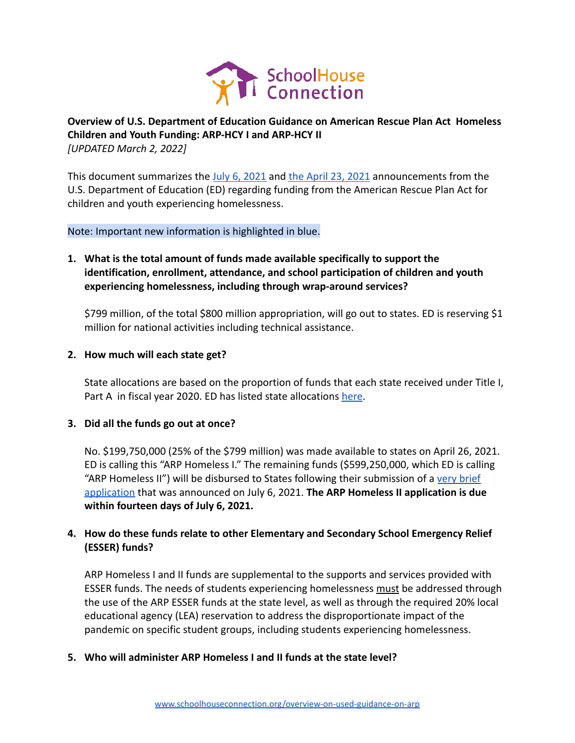SchoolHouse Connection

**Overview of U.S. Department of Education Guidance on American Rescue Plan Act Homeless Children and Youth Funding: ARP-HCY I and ARP-HCY II**
*[UPDATED March 2, 2022]*

This document summarizes the July 6, 2021 and the April 23, 2021 announcements from the U.S. Department of Education (ED) regarding funding from the American Rescue Plan Act for children and youth experiencing homelessness.

Note: Important new information is highlighted in blue.

1. **What is the total amount of funds made available specifically to support the identification, enrollment, attendance, and school participation of children and youth experiencing homelessness, including through wrap-around services?**

   $799 million, of the total $800 million appropriation, will go out to states. ED is reserving $1 million for national activities including technical assistance.

2. **How much will each state get?**

   State allocations are based on the proportion of funds that each state received under Title I, Part A in fiscal year 2020. ED has listed state allocations here.

3. **Did all the funds go out at once?**

   No. $199,750,000 (25% of the $799 million) was made available to states on April 26, 2021. ED is calling this "ARP Homeless I." The remaining funds ($599,250,000, which ED is calling "ARP Homeless II") will be disbursed to States following their submission of a very brief application that was announced on July 6, 2021. **The ARP Homeless II application is due within fourteen days of July 6, 2021.**

4. **How do these funds relate to other Elementary and Secondary School Emergency Relief (ESSER) funds?**

   ARP Homeless I and II funds are supplemental to the supports and services provided with ESSER funds. The needs of students experiencing homelessness must be addressed through the use of the ARP ESSER funds at the state level, as well as through the required 20% local educational agency (LEA) reservation to address the disproportionate impact of the pandemic on specific student groups, including students experiencing homelessness.

5. **Who will administer ARP Homeless I and II funds at the state level?**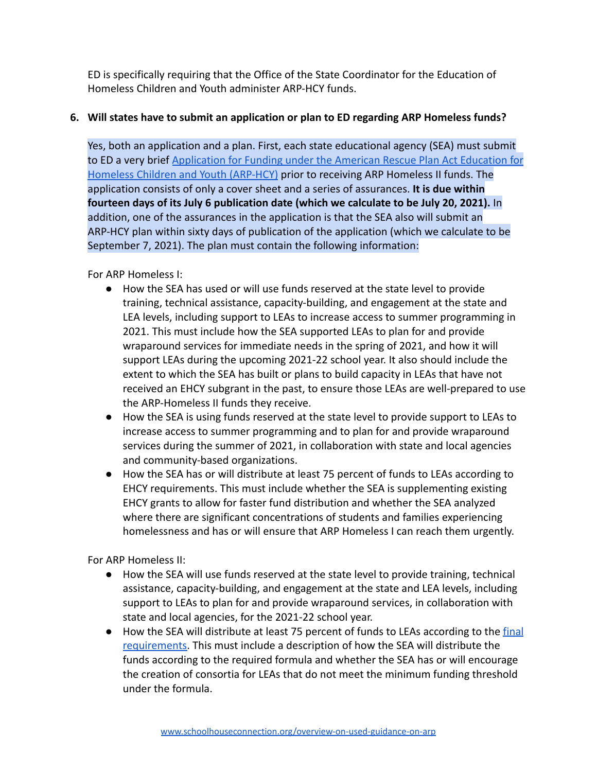ED is specifically requiring that the Office of the State Coordinator for the Education of Homeless Children and Youth administer ARP-HCY funds.

6. **Will states have to submit an application or plan to ED regarding ARP Homeless funds?**

   Yes, both an application and a plan. First, each state educational agency (SEA) must submit to ED a very brief [Application for Funding under the American Rescue Plan Act Education for Homeless Children and Youth (ARP-HCY)]() prior to receiving ARP Homeless II funds. The application consists of only a cover sheet and a series of assurances. **It is due within fourteen days of its July 6 publication date (which we calculate to be July 20, 2021).** In addition, one of the assurances in the application is that the SEA also will submit an ARP-HCY plan within sixty days of publication of the application (which we calculate to be September 7, 2021). The plan must contain the following information:

   For ARP Homeless I:

   - How the SEA has used or will use funds reserved at the state level to provide training, technical assistance, capacity-building, and engagement at the state and LEA levels, including support to LEAs to increase access to summer programming in 2021. This must include how the SEA supported LEAs to plan for and provide wraparound services for immediate needs in the spring of 2021, and how it will support LEAs during the upcoming 2021-22 school year. It also should include the extent to which the SEA has built or plans to build capacity in LEAs that have not received an EHCY subgrant in the past, to ensure those LEAs are well-prepared to use the ARP-Homeless II funds they receive.
   - How the SEA is using funds reserved at the state level to provide support to LEAs to increase access to summer programming and to plan for and provide wraparound services during the summer of 2021, in collaboration with state and local agencies and community-based organizations.
   - How the SEA has or will distribute at least 75 percent of funds to LEAs according to EHCY requirements. This must include whether the SEA is supplementing existing EHCY grants to allow for faster fund distribution and whether the SEA analyzed where there are significant concentrations of students and families experiencing homelessness and has or will ensure that ARP Homeless I can reach them urgently.

   For ARP Homeless II:

   - How the SEA will use funds reserved at the state level to provide training, technical assistance, capacity-building, and engagement at the state and LEA levels, including support to LEAs to plan for and provide wraparound services, in collaboration with state and local agencies, for the 2021-22 school year.
   - How the SEA will distribute at least 75 percent of funds to LEAs according to the [final requirements](). This must include a description of how the SEA will distribute the funds according to the required formula and whether the SEA has or will encourage the creation of consortia for LEAs that do not meet the minimum funding threshold under the formula.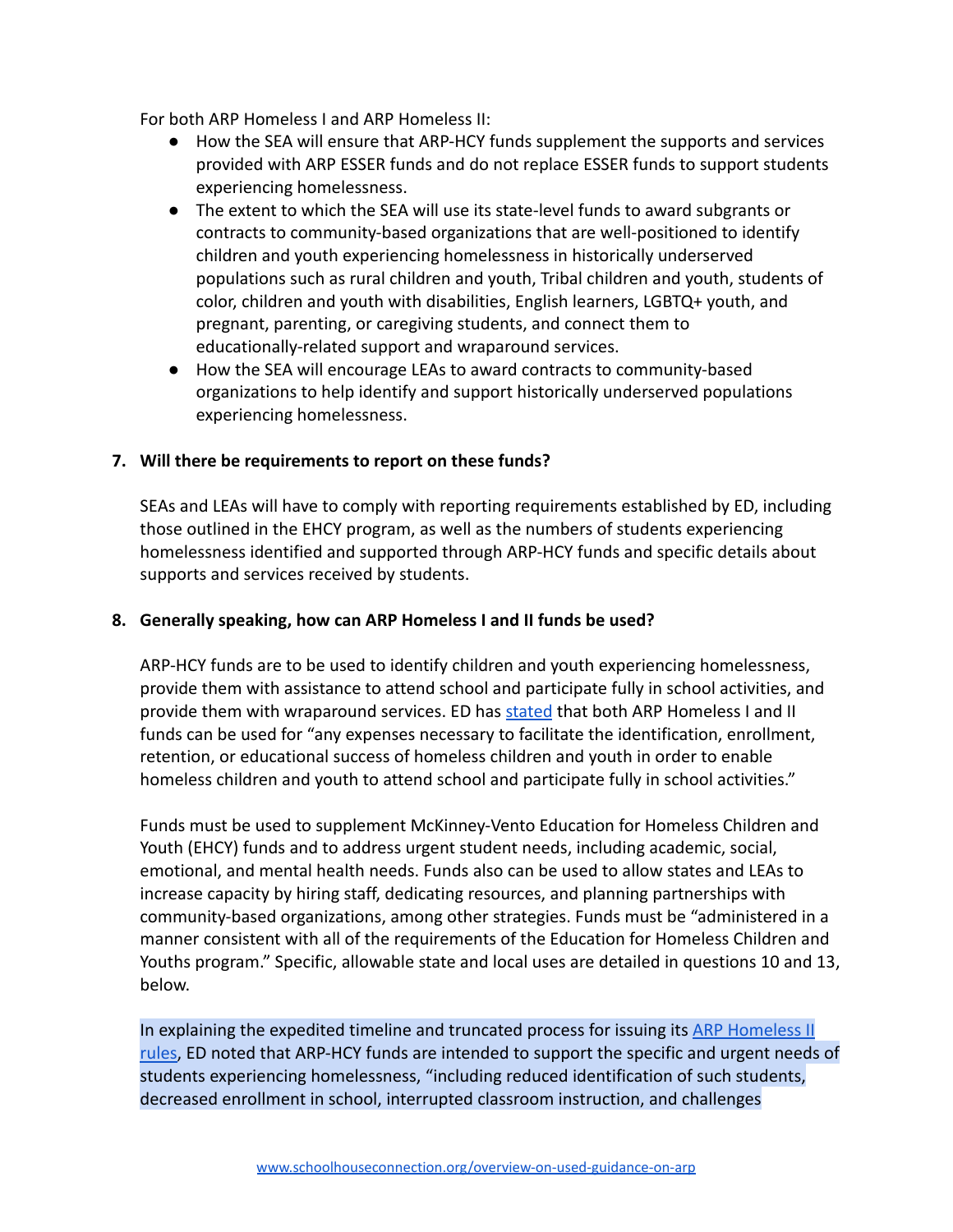For both ARP Homeless I and ARP Homeless II:

- How the SEA will ensure that ARP-HCY funds supplement the supports and services provided with ARP ESSER funds and do not replace ESSER funds to support students experiencing homelessness.
- The extent to which the SEA will use its state-level funds to award subgrants or contracts to community-based organizations that are well-positioned to identify children and youth experiencing homelessness in historically underserved populations such as rural children and youth, Tribal children and youth, students of color, children and youth with disabilities, English learners, LGBTQ+ youth, and pregnant, parenting, or caregiving students, and connect them to educationally-related support and wraparound services.
- How the SEA will encourage LEAs to award contracts to community-based organizations to help identify and support historically underserved populations experiencing homelessness.

**7. Will there be requirements to report on these funds?**

SEAs and LEAs will have to comply with reporting requirements established by ED, including those outlined in the EHCY program, as well as the numbers of students experiencing homelessness identified and supported through ARP-HCY funds and specific details about supports and services received by students.

**8. Generally speaking, how can ARP Homeless I and II funds be used?**

ARP-HCY funds are to be used to identify children and youth experiencing homelessness, provide them with assistance to attend school and participate fully in school activities, and provide them with wraparound services. ED has stated that both ARP Homeless I and II funds can be used for "any expenses necessary to facilitate the identification, enrollment, retention, or educational success of homeless children and youth in order to enable homeless children and youth to attend school and participate fully in school activities."

Funds must be used to supplement McKinney-Vento Education for Homeless Children and Youth (EHCY) funds and to address urgent student needs, including academic, social, emotional, and mental health needs. Funds also can be used to allow states and LEAs to increase capacity by hiring staff, dedicating resources, and planning partnerships with community-based organizations, among other strategies. Funds must be "administered in a manner consistent with all of the requirements of the Education for Homeless Children and Youths program." Specific, allowable state and local uses are detailed in questions 10 and 13, below.

In explaining the expedited timeline and truncated process for issuing its ARP Homeless II rules, ED noted that ARP-HCY funds are intended to support the specific and urgent needs of students experiencing homelessness, "including reduced identification of such students, decreased enrollment in school, interrupted classroom instruction, and challenges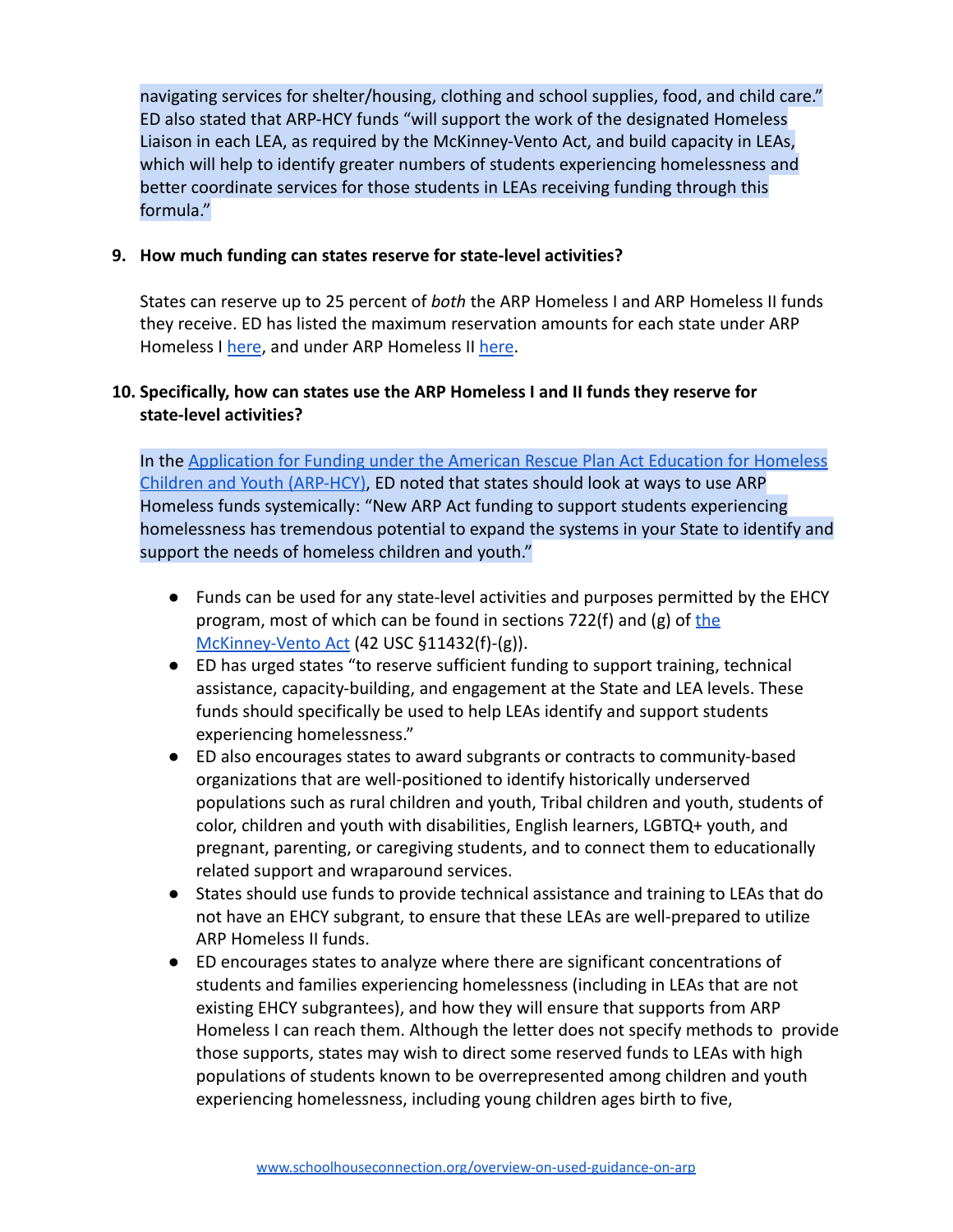navigating services for shelter/housing, clothing and school supplies, food, and child care." ED also stated that ARP-HCY funds "will support the work of the designated Homeless Liaison in each LEA, as required by the McKinney-Vento Act, and build capacity in LEAs, which will help to identify greater numbers of students experiencing homelessness and better coordinate services for those students in LEAs receiving funding through this formula."

**9. How much funding can states reserve for state-level activities?**

States can reserve up to 25 percent of *both* the ARP Homeless I and ARP Homeless II funds they receive. ED has listed the maximum reservation amounts for each state under ARP Homeless I [here](), and under ARP Homeless II [here]().

**10. Specifically, how can states use the ARP Homeless I and II funds they reserve for state-level activities?**

In the [Application for Funding under the American Rescue Plan Act Education for Homeless Children and Youth (ARP-HCY)](), ED noted that states should look at ways to use ARP Homeless funds systemically: "New ARP Act funding to support students experiencing homelessness has tremendous potential to expand the systems in your State to identify and support the needs of homeless children and youth."

- Funds can be used for any state-level activities and purposes permitted by the EHCY program, most of which can be found in sections 722(f) and (g) of [the McKinney-Vento Act]() (42 USC §11432(f)-(g)).
- ED has urged states "to reserve sufficient funding to support training, technical assistance, capacity-building, and engagement at the State and LEA levels. These funds should specifically be used to help LEAs identify and support students experiencing homelessness."
- ED also encourages states to award subgrants or contracts to community-based organizations that are well-positioned to identify historically underserved populations such as rural children and youth, Tribal children and youth, students of color, children and youth with disabilities, English learners, LGBTQ+ youth, and pregnant, parenting, or caregiving students, and to connect them to educationally related support and wraparound services.
- States should use funds to provide technical assistance and training to LEAs that do not have an EHCY subgrant, to ensure that these LEAs are well-prepared to utilize ARP Homeless II funds.
- ED encourages states to analyze where there are significant concentrations of students and families experiencing homelessness (including in LEAs that are not existing EHCY subgrantees), and how they will ensure that supports from ARP Homeless I can reach them. Although the letter does not specify methods to provide those supports, states may wish to direct some reserved funds to LEAs with high populations of students known to be overrepresented among children and youth experiencing homelessness, including young children ages birth to five,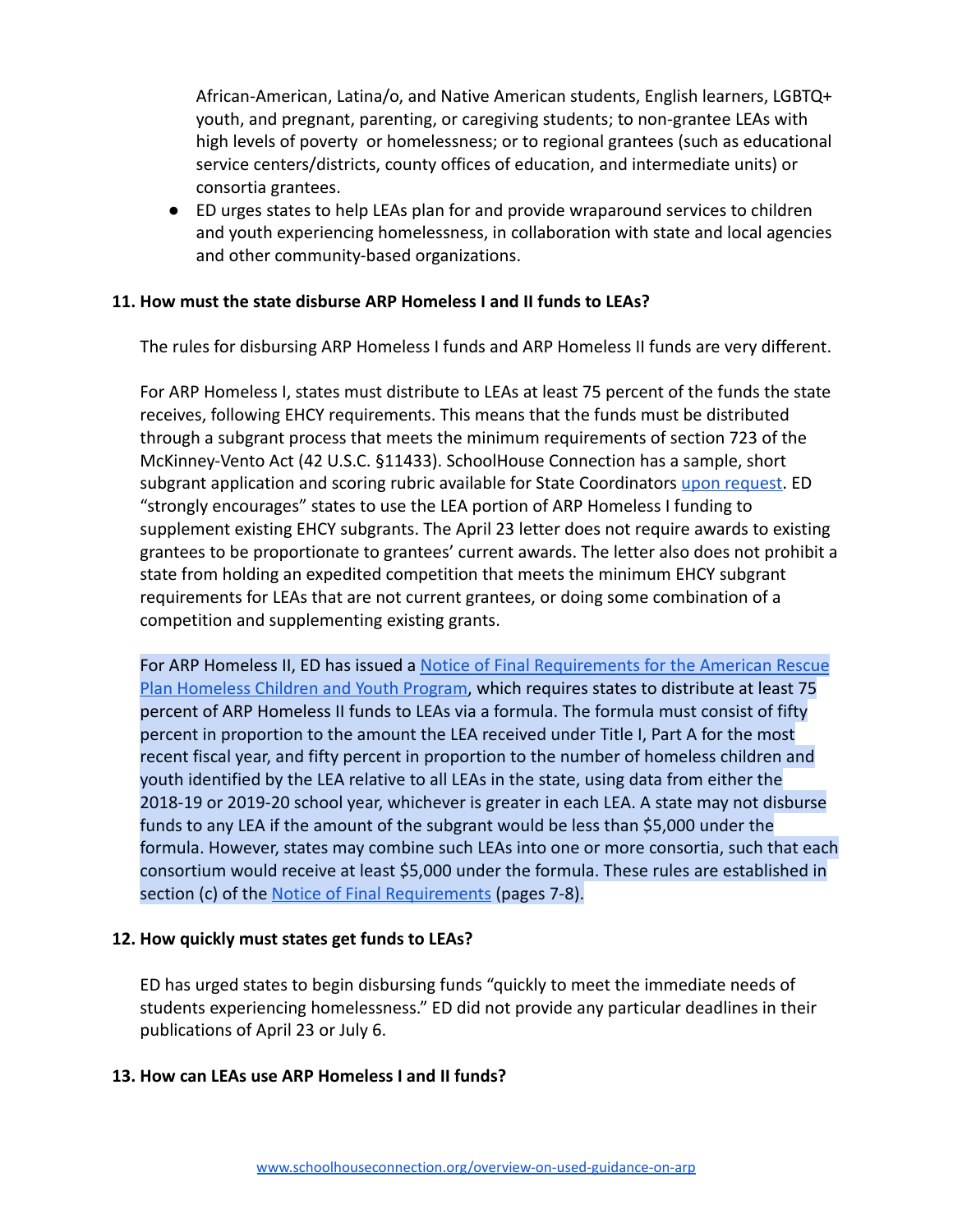African-American, Latina/o, and Native American students, English learners, LGBTQ+ youth, and pregnant, parenting, or caregiving students; to non-grantee LEAs with high levels of poverty or homelessness; or to regional grantees (such as educational service centers/districts, county offices of education, and intermediate units) or consortia grantees.
- ED urges states to help LEAs plan for and provide wraparound services to children and youth experiencing homelessness, in collaboration with state and local agencies and other community-based organizations.

**11. How must the state disburse ARP Homeless I and II funds to LEAs?**

The rules for disbursing ARP Homeless I funds and ARP Homeless II funds are very different.

For ARP Homeless I, states must distribute to LEAs at least 75 percent of the funds the state receives, following EHCY requirements. This means that the funds must be distributed through a subgrant process that meets the minimum requirements of section 723 of the McKinney-Vento Act (42 U.S.C. §11433). SchoolHouse Connection has a sample, short subgrant application and scoring rubric available for State Coordinators upon request. ED "strongly encourages" states to use the LEA portion of ARP Homeless I funding to supplement existing EHCY subgrants. The April 23 letter does not require awards to existing grantees to be proportionate to grantees' current awards. The letter also does not prohibit a state from holding an expedited competition that meets the minimum EHCY subgrant requirements for LEAs that are not current grantees, or doing some combination of a competition and supplementing existing grants.

For ARP Homeless II, ED has issued a Notice of Final Requirements for the American Rescue Plan Homeless Children and Youth Program, which requires states to distribute at least 75 percent of ARP Homeless II funds to LEAs via a formula. The formula must consist of fifty percent in proportion to the amount the LEA received under Title I, Part A for the most recent fiscal year, and fifty percent in proportion to the number of homeless children and youth identified by the LEA relative to all LEAs in the state, using data from either the 2018-19 or 2019-20 school year, whichever is greater in each LEA. A state may not disburse funds to any LEA if the amount of the subgrant would be less than $5,000 under the formula. However, states may combine such LEAs into one or more consortia, such that each consortium would receive at least $5,000 under the formula. These rules are established in section (c) of the Notice of Final Requirements (pages 7-8).

**12. How quickly must states get funds to LEAs?**

ED has urged states to begin disbursing funds "quickly to meet the immediate needs of students experiencing homelessness." ED did not provide any particular deadlines in their publications of April 23 or July 6.

**13. How can LEAs use ARP Homeless I and II funds?**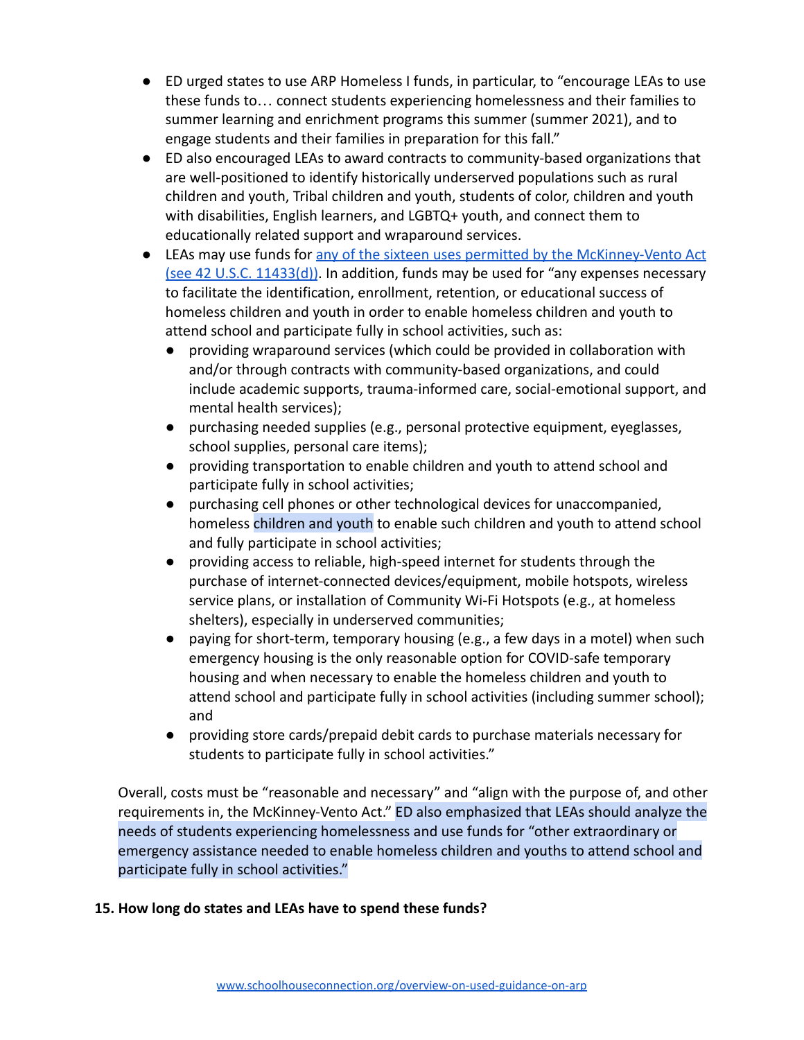- ED urged states to use ARP Homeless I funds, in particular, to "encourage LEAs to use these funds to… connect students experiencing homelessness and their families to summer learning and enrichment programs this summer (summer 2021), and to engage students and their families in preparation for this fall."
- ED also encouraged LEAs to award contracts to community-based organizations that are well-positioned to identify historically underserved populations such as rural children and youth, Tribal children and youth, students of color, children and youth with disabilities, English learners, and LGBTQ+ youth, and connect them to educationally related support and wraparound services.
- LEAs may use funds for [any of the sixteen uses permitted by the McKinney-Vento Act (see 42 U.S.C. 11433(d))](). In addition, funds may be used for "any expenses necessary to facilitate the identification, enrollment, retention, or educational success of homeless children and youth in order to enable homeless children and youth to attend school and participate fully in school activities, such as:
  - providing wraparound services (which could be provided in collaboration with and/or through contracts with community-based organizations, and could include academic supports, trauma-informed care, social-emotional support, and mental health services);
  - purchasing needed supplies (e.g., personal protective equipment, eyeglasses, school supplies, personal care items);
  - providing transportation to enable children and youth to attend school and participate fully in school activities;
  - purchasing cell phones or other technological devices for unaccompanied, homeless children and youth to enable such children and youth to attend school and fully participate in school activities;
  - providing access to reliable, high-speed internet for students through the purchase of internet-connected devices/equipment, mobile hotspots, wireless service plans, or installation of Community Wi-Fi Hotspots (e.g., at homeless shelters), especially in underserved communities;
  - paying for short-term, temporary housing (e.g., a few days in a motel) when such emergency housing is the only reasonable option for COVID-safe temporary housing and when necessary to enable the homeless children and youth to attend school and participate fully in school activities (including summer school); and
  - providing store cards/prepaid debit cards to purchase materials necessary for students to participate fully in school activities."

Overall, costs must be "reasonable and necessary" and "align with the purpose of, and other requirements in, the McKinney-Vento Act." ED also emphasized that LEAs should analyze the needs of students experiencing homelessness and use funds for "other extraordinary or emergency assistance needed to enable homeless children and youths to attend school and participate fully in school activities."

**15. How long do states and LEAs have to spend these funds?**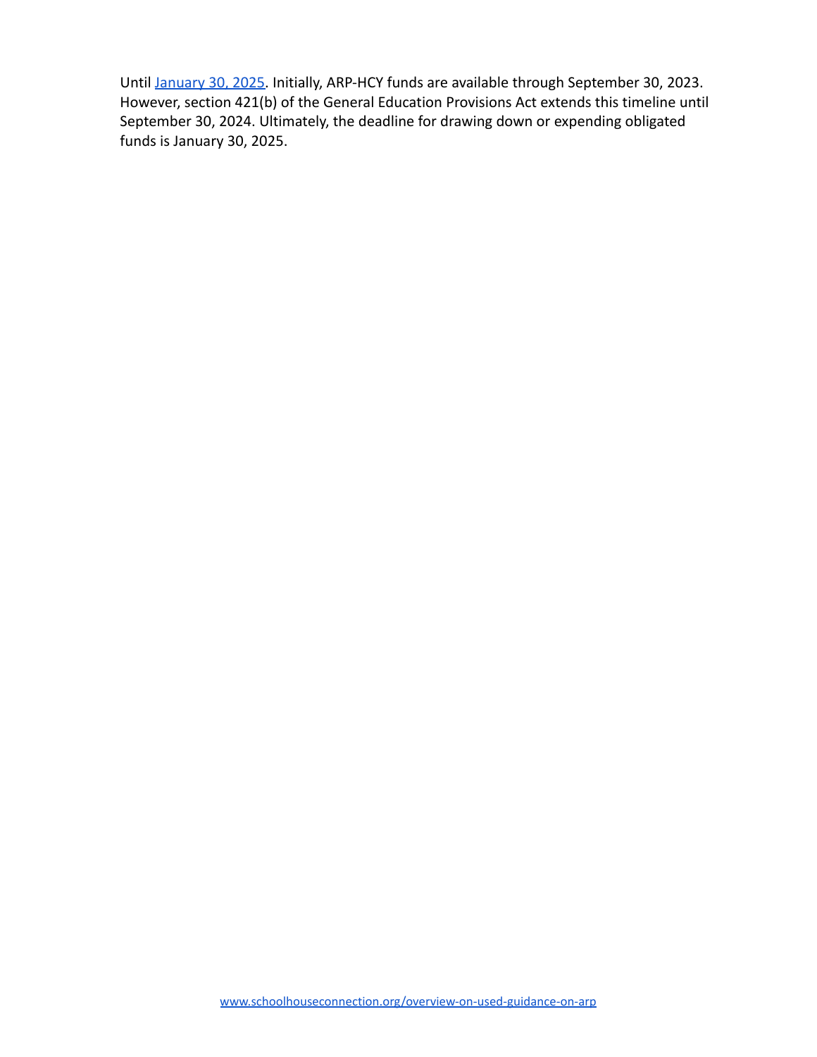Until [January 30, 2025](). Initially, ARP-HCY funds are available through September 30, 2023. However, section 421(b) of the General Education Provisions Act extends this timeline until September 30, 2024. Ultimately, the deadline for drawing down or expending obligated funds is January 30, 2025.